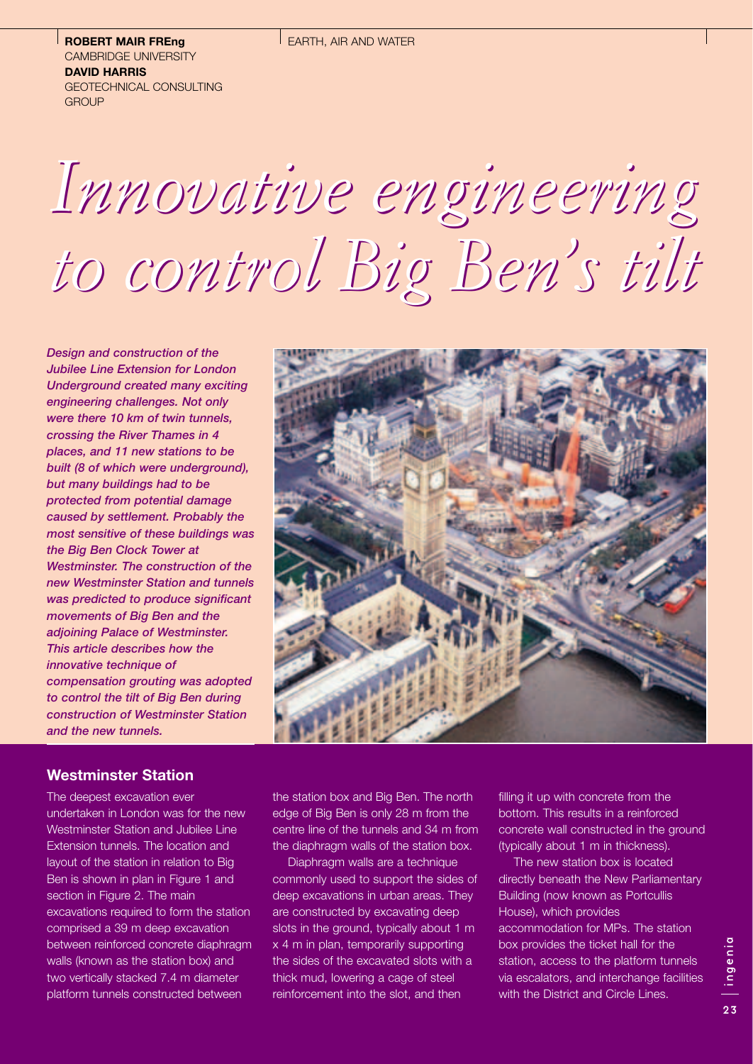**ROBERT MAIR FREng**
CAMBRIDGE UNIVERSITY
**DAVID HARRIS**
GEOTECHNICAL CONSULTING GROUP

EARTH, AIR AND WATER

# Innovative engineering to control Big Ben's tilt

***Design and construction of the Jubilee Line Extension for London Underground created many exciting engineering challenges. Not only were there 10 km of twin tunnels, crossing the River Thames in 4 places, and 11 new stations to be built (8 of which were underground), but many buildings had to be protected from potential damage caused by settlement. Probably the most sensitive of these buildings was the Big Ben Clock Tower at Westminster. The construction of the new Westminster Station and tunnels was predicted to produce significant movements of Big Ben and the adjoining Palace of Westminster. This article describes how the innovative technique of compensation grouting was adopted to control the tilt of Big Ben during construction of Westminster Station and the new tunnels.***

## Westminster Station

The deepest excavation ever undertaken in London was for the new Westminster Station and Jubilee Line Extension tunnels. The location and layout of the station in relation to Big Ben is shown in plan in Figure 1 and section in Figure 2. The main excavations required to form the station comprised a 39 m deep excavation between reinforced concrete diaphragm walls (known as the station box) and two vertically stacked 7.4 m diameter platform tunnels constructed between the station box and Big Ben. The north edge of Big Ben is only 28 m from the centre line of the tunnels and 34 m from the diaphragm walls of the station box.

Diaphragm walls are a technique commonly used to support the sides of deep excavations in urban areas. They are constructed by excavating deep slots in the ground, typically about 1 m x 4 m in plan, temporarily supporting the sides of the excavated slots with a thick mud, lowering a cage of steel reinforcement into the slot, and then filling it up with concrete from the bottom. This results in a reinforced concrete wall constructed in the ground (typically about 1 m in thickness).

The new station box is located directly beneath the New Parliamentary Building (now known as Portcullis House), which provides accommodation for MPs. The station box provides the ticket hall for the station, access to the platform tunnels via escalators, and interchange facilities with the District and Circle Lines.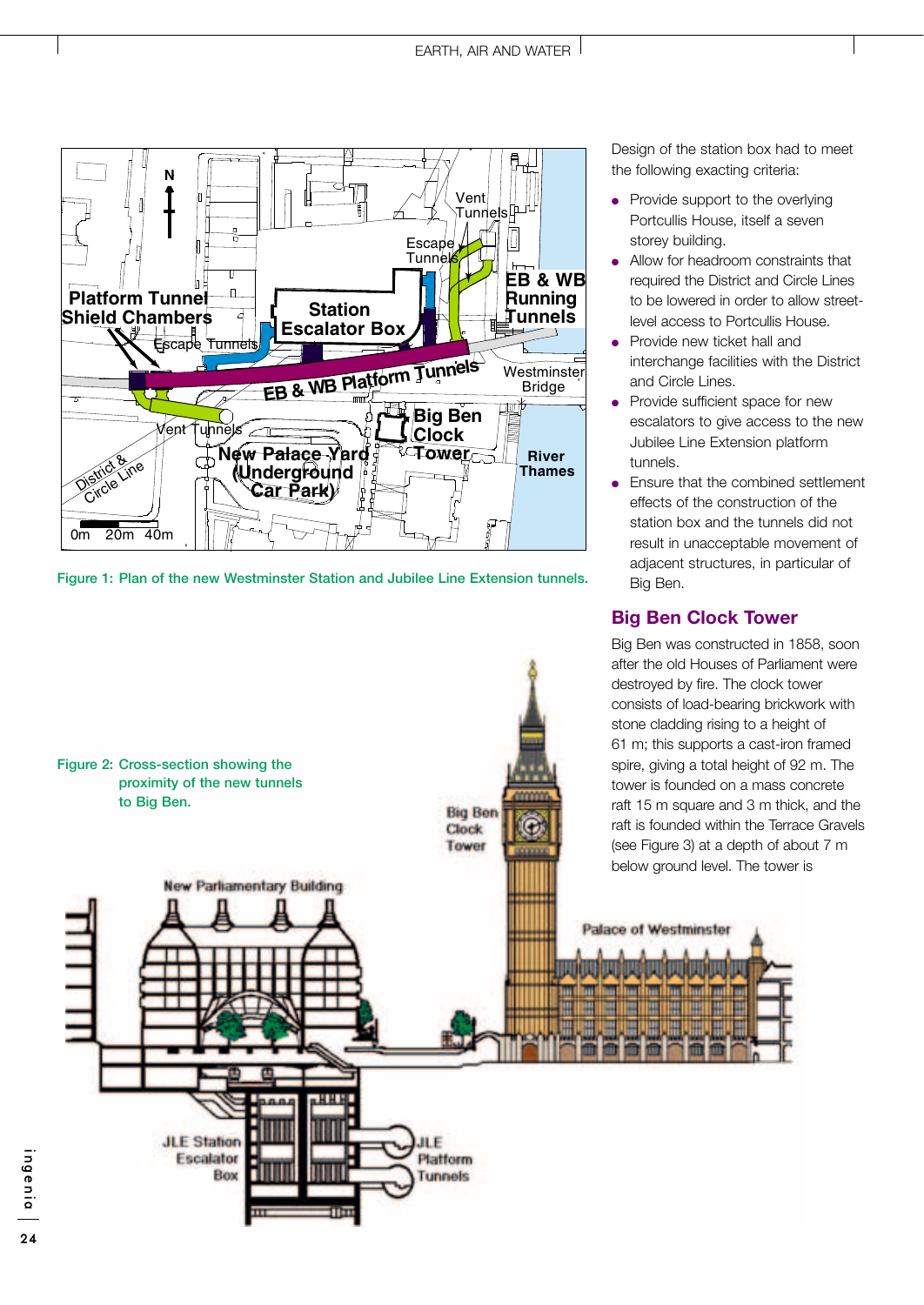Figure 1: Plan of the new Westminster Station and Jubilee Line Extension tunnels.

Figure 2: Cross-section showing the proximity of the new tunnels to Big Ben.

Design of the station box had to meet the following exacting criteria:

- Provide support to the overlying Portcullis House, itself a seven storey building.
- Allow for headroom constraints that required the District and Circle Lines to be lowered in order to allow street-level access to Portcullis House.
- Provide new ticket hall and interchange facilities with the District and Circle Lines.
- Provide sufficient space for new escalators to give access to the new Jubilee Line Extension platform tunnels.
- Ensure that the combined settlement effects of the construction of the station box and the tunnels did not result in unacceptable movement of adjacent structures, in particular of Big Ben.

## Big Ben Clock Tower

Big Ben was constructed in 1858, soon after the old Houses of Parliament were destroyed by fire. The clock tower consists of load-bearing brickwork with stone cladding rising to a height of 61 m; this supports a cast-iron framed spire, giving a total height of 92 m. The tower is founded on a mass concrete raft 15 m square and 3 m thick, and the raft is founded within the Terrace Gravels (see Figure 3) at a depth of about 7 m below ground level. The tower is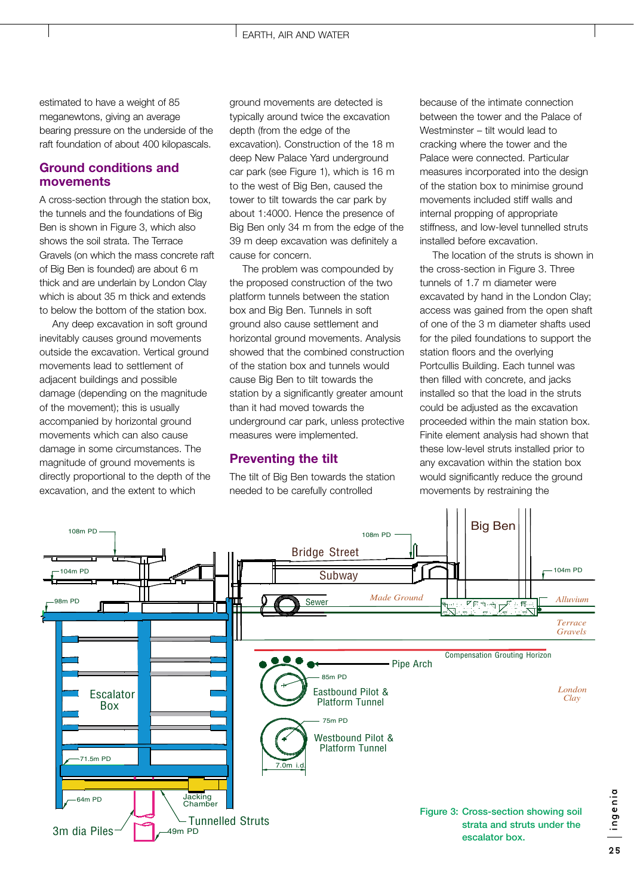estimated to have a weight of 85 meganewtons, giving an average bearing pressure on the underside of the raft foundation of about 400 kilopascals.

## Ground conditions and movements

A cross-section through the station box, the tunnels and the foundations of Big Ben is shown in Figure 3, which also shows the soil strata. The Terrace Gravels (on which the mass concrete raft of Big Ben is founded) are about 6 m thick and are underlain by London Clay which is about 35 m thick and extends to below the bottom of the station box.

Any deep excavation in soft ground inevitably causes ground movements outside the excavation. Vertical ground movements lead to settlement of adjacent buildings and possible damage (depending on the magnitude of the movement); this is usually accompanied by horizontal ground movements which can also cause damage in some circumstances. The magnitude of ground movements is directly proportional to the depth of the excavation, and the extent to which ground movements are detected is typically around twice the excavation depth (from the edge of the excavation). Construction of the 18 m deep New Palace Yard underground car park (see Figure 1), which is 16 m to the west of Big Ben, caused the tower to tilt towards the car park by about 1:4000. Hence the presence of Big Ben only 34 m from the edge of the 39 m deep excavation was definitely a cause for concern.

The problem was compounded by the proposed construction of the two platform tunnels between the station box and Big Ben. Tunnels in soft ground also cause settlement and horizontal ground movements. Analysis showed that the combined construction of the station box and tunnels would cause Big Ben to tilt towards the station by a significantly greater amount than it had moved towards the underground car park, unless protective measures were implemented.

## Preventing the tilt

The tilt of Big Ben towards the station needed to be carefully controlled because of the intimate connection between the tower and the Palace of Westminster – tilt would lead to cracking where the tower and the Palace were connected. Particular measures incorporated into the design of the station box to minimise ground movements included stiff walls and internal propping of appropriate stiffness, and low-level tunnelled struts installed before excavation.

The location of the struts is shown in the cross-section in Figure 3. Three tunnels of 1.7 m diameter were excavated by hand in the London Clay; access was gained from the open shaft of one of the 3 m diameter shafts used for the piled foundations to support the station floors and the overlying Portcullis Building. Each tunnel was then filled with concrete, and jacks installed so that the load in the struts could be adjusted as the excavation proceeded within the main station box. Finite element analysis had shown that these low-level struts installed prior to any excavation within the station box would significantly reduce the ground movements by restraining the

Figure 3: Cross-section showing soil strata and struts under the escalator box.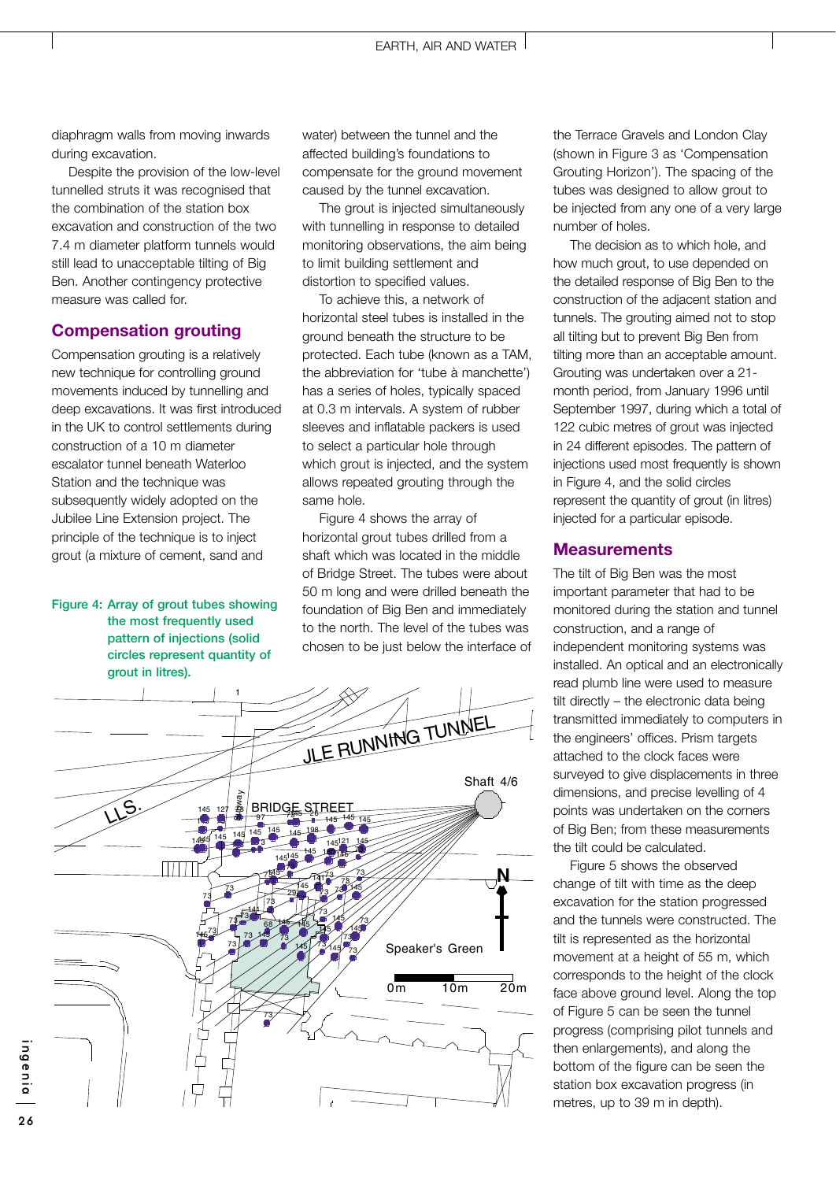diaphragm walls from moving inwards during excavation.

Despite the provision of the low-level tunnelled struts it was recognised that the combination of the station box excavation and construction of the two 7.4 m diameter platform tunnels would still lead to unacceptable tilting of Big Ben. Another contingency protective measure was called for.

## Compensation grouting

Compensation grouting is a relatively new technique for controlling ground movements induced by tunnelling and deep excavations. It was first introduced in the UK to control settlements during construction of a 10 m diameter escalator tunnel beneath Waterloo Station and the technique was subsequently widely adopted on the Jubilee Line Extension project. The principle of the technique is to inject grout (a mixture of cement, sand and water) between the tunnel and the affected building's foundations to compensate for the ground movement caused by the tunnel excavation.

The grout is injected simultaneously with tunnelling in response to detailed monitoring observations, the aim being to limit building settlement and distortion to specified values.

To achieve this, a network of horizontal steel tubes is installed in the ground beneath the structure to be protected. Each tube (known as a TAM, the abbreviation for 'tube à manchette') has a series of holes, typically spaced at 0.3 m intervals. A system of rubber sleeves and inflatable packers is used to select a particular hole through which grout is injected, and the system allows repeated grouting through the same hole.

Figure 4 shows the array of horizontal grout tubes drilled from a shaft which was located in the middle of Bridge Street. The tubes were about 50 m long and were drilled beneath the foundation of Big Ben and immediately to the north. The level of the tubes was chosen to be just below the interface of the Terrace Gravels and London Clay (shown in Figure 3 as 'Compensation Grouting Horizon'). The spacing of the tubes was designed to allow grout to be injected from any one of a very large number of holes.

The decision as to which hole, and how much grout, to use depended on the detailed response of Big Ben to the construction of the adjacent station and tunnels. The grouting aimed not to stop all tilting but to prevent Big Ben from tilting more than an acceptable amount. Grouting was undertaken over a 21-month period, from January 1996 until September 1997, during which a total of 122 cubic metres of grout was injected in 24 different episodes. The pattern of injections used most frequently is shown in Figure 4, and the solid circles represent the quantity of grout (in litres) injected for a particular episode.

Figure 4: Array of grout tubes showing the most frequently used pattern of injections (solid circles represent quantity of grout in litres).

## Measurements

The tilt of Big Ben was the most important parameter that had to be monitored during the station and tunnel construction, and a range of independent monitoring systems was installed. An optical and an electronically read plumb line were used to measure tilt directly – the electronic data being transmitted immediately to computers in the engineers' offices. Prism targets attached to the clock faces were surveyed to give displacements in three dimensions, and precise levelling of 4 points was undertaken on the corners of Big Ben; from these measurements the tilt could be calculated.

Figure 5 shows the observed change of tilt with time as the deep excavation for the station progressed and the tunnels were constructed. The tilt is represented as the horizontal movement at a height of 55 m, which corresponds to the height of the clock face above ground level. Along the top of Figure 5 can be seen the tunnel progress (comprising pilot tunnels and then enlargements), and along the bottom of the figure can be seen the station box excavation progress (in metres, up to 39 m in depth).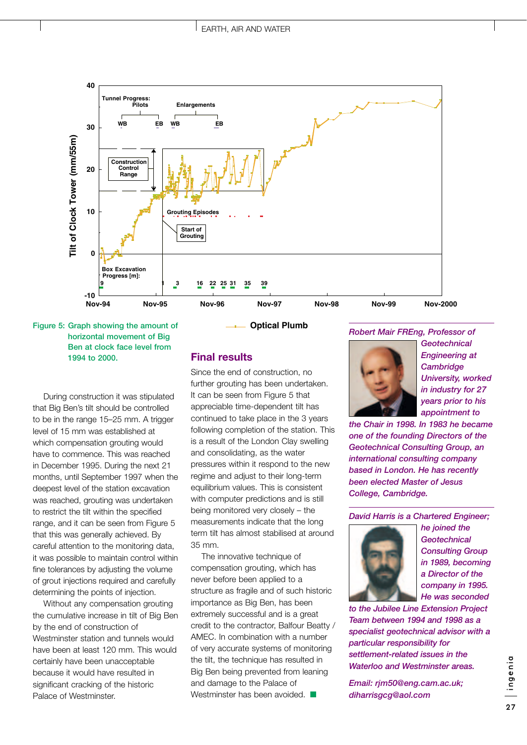Tunnel Progress:
Pilots
Enlargements
WB EB WB EB

Construction
Control
Range

Grouting Episodes

Start of
Grouting

Box Excavation
Progress [m]:
9 3 16 22 25 31 35 39

Tilt of Clock Tower (mm/55m)

40
30
20
10
0
-10

Nov-94 Nov-95 Nov-96 Nov-97 Nov-98 Nov-99 Nov-2000

Optical Plumb

Figure 5: Graph showing the amount of horizontal movement of Big Ben at clock face level from 1994 to 2000.

During construction it was stipulated that Big Ben's tilt should be controlled to be in the range 15–25 mm. A trigger level of 15 mm was established at which compensation grouting would have to commence. This was reached in December 1995. During the next 21 months, until September 1997 when the deepest level of the station excavation was reached, grouting was undertaken to restrict the tilt within the specified range, and it can be seen from Figure 5 that this was generally achieved. By careful attention to the monitoring data, it was possible to maintain control within fine tolerances by adjusting the volume of grout injections required and carefully determining the points of injection.

Without any compensation grouting the cumulative increase in tilt of Big Ben by the end of construction of Westminster station and tunnels would have been at least 120 mm. This would certainly have been unacceptable because it would have resulted in significant cracking of the historic Palace of Westminster.

## Final results

Since the end of construction, no further grouting has been undertaken. It can be seen from Figure 5 that appreciable time-dependent tilt has continued to take place in the 3 years following completion of the station. This is a result of the London Clay swelling and consolidating, as the water pressures within it respond to the new regime and adjust to their long-term equilibrium values. This is consistent with computer predictions and is still being monitored very closely – the measurements indicate that the long term tilt has almost stabilised at around 35 mm.

The innovative technique of compensation grouting, which has never before been applied to a structure as fragile and of such historic importance as Big Ben, has been extremely successful and is a great credit to the contractor, Balfour Beatty / AMEC. In combination with a number of very accurate systems of monitoring the tilt, the technique has resulted in Big Ben being prevented from leaning and damage to the Palace of Westminster has been avoided. ■

*Robert Mair FREng, Professor of Geotechnical Engineering at Cambridge University, worked in industry for 27 years prior to his appointment to the Chair in 1998. In 1983 he became one of the founding Directors of the Geotechnical Consulting Group, an international consulting company based in London. He has recently been elected Master of Jesus College, Cambridge.*

*David Harris is a Chartered Engineer; he joined the Geotechnical Consulting Group in 1989, becoming a Director of the company in 1995. He was seconded to the Jubilee Line Extension Project Team between 1994 and 1998 as a specialist geotechnical advisor with a particular responsibility for settlement-related issues in the Waterloo and Westminster areas.*

*Email: rjm50@eng.cam.ac.uk; diharrisgcg@aol.com*